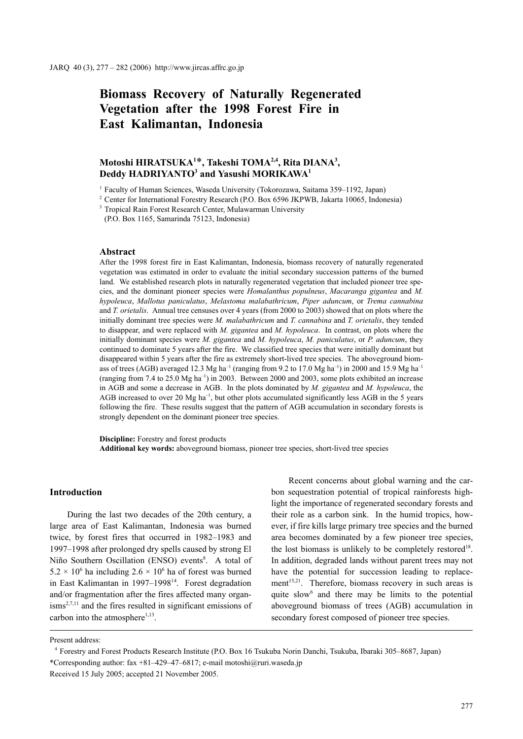# Biomass Recovery of Naturally Regenerated Vegetation after the 1998 Forest Fire in East Kalimantan, Indonesia

**Motoshi HIRATSUKA[1]\*, Takeshi TOMA[2,4], Rita DIANA[3], Deddy HADRIYANTO[3] and Yasushi MORIKAWA[1]**

[1] Faculty of Human Sciences, Waseda University (Tokorozawa, Saitama 359–1192, Japan)

[2] Center for International Forestry Research (P.O. Box 6596 JKPWB, Jakarta 10065, Indonesia)

[3] Tropical Rain Forest Research Center, Mulawarman University (P.O. Box 1165, Samarinda 75123, Indonesia)

### Abstract

After the 1998 forest fire in East Kalimantan, Indonesia, biomass recovery of naturally regenerated vegetation was estimated in order to evaluate the initial secondary succession patterns of the burned land. We established research plots in naturally regenerated vegetation that included pioneer tree species, and the dominant pioneer species were *Homalanthus populneus*, *Macaranga gigantea* and *M. hypoleuca*, *Mallotus paniculatus*, *Melastoma malabathricum*, *Piper aduncum*, or *Trema cannabina* and *T. orietalis*. Annual tree censuses over 4 years (from 2000 to 2003) showed that on plots where the initially dominant tree species were *M. malabathricum* and *T. cannabina* and *T. orietalis*, they tended to disappear, and were replaced with *M. gigantea* and *M. hypoleuca*. In contrast, on plots where the initially dominant species were *M. gigantea* and *M. hypoleuca*, *M. paniculatus*, or *P. aduncum*, they continued to dominate 5 years after the fire. We classified tree species that were initially dominant but disappeared within 5 years after the fire as extremely short-lived tree species. The aboveground biomass of trees (AGB) averaged 12.3 Mg ha$^{-1}$ (ranging from 9.2 to 17.0 Mg ha$^{-1}$) in 2000 and 15.9 Mg ha$^{-1}$ (ranging from 7.4 to 25.0 Mg ha$^{-1}$) in 2003. Between 2000 and 2003, some plots exhibited an increase in AGB and some a decrease in AGB. In the plots dominated by *M. gigantea* and *M. hypoleuca*, the AGB increased to over 20 Mg ha$^{-1}$, but other plots accumulated significantly less AGB in the 5 years following the fire. These results suggest that the pattern of AGB accumulation in secondary forests is strongly dependent on the dominant pioneer tree species.

**Discipline:** Forestry and forest products
**Additional key words:** aboveground biomass, pioneer tree species, short-lived tree species

## Introduction

During the last two decades of the 20th century, a large area of East Kalimantan, Indonesia was burned twice, by forest fires that occurred in 1982–1983 and 1997–1998 after prolonged dry spells caused by strong El Niño Southern Oscillation (ENSO) events[8]. A total of $5.2 \times 10^6$ ha including $2.6 \times 10^6$ ha of forest was burned in East Kalimantan in 1997–1998[14]. Forest degradation and/or fragmentation after the fires affected many organisms[2,7,11] and the fires resulted in significant emissions of carbon into the atmosphere[1,13].

Recent concerns about global warning and the carbon sequestration potential of tropical rainforests highlight the importance of regenerated secondary forests and their role as a carbon sink. In the humid tropics, however, if fire kills large primary tree species and the burned area becomes dominated by a few pioneer tree species, the lost biomass is unlikely to be completely restored[18]. In addition, degraded lands without parent trees may not have the potential for succession leading to replacement[15,21]. Therefore, biomass recovery in such areas is quite slow[6] and there may be limits to the potential aboveground biomass of trees (AGB) accumulation in secondary forest composed of pioneer tree species.

---

Present address:

[4] Forestry and Forest Products Research Institute (P.O. Box 16 Tsukuba Norin Danchi, Tsukuba, Ibaraki 305–8687, Japan)

\*Corresponding author: fax +81–429–47–6817; e-mail motoshi@ruri.waseda.jp

Received 15 July 2005; accepted 21 November 2005.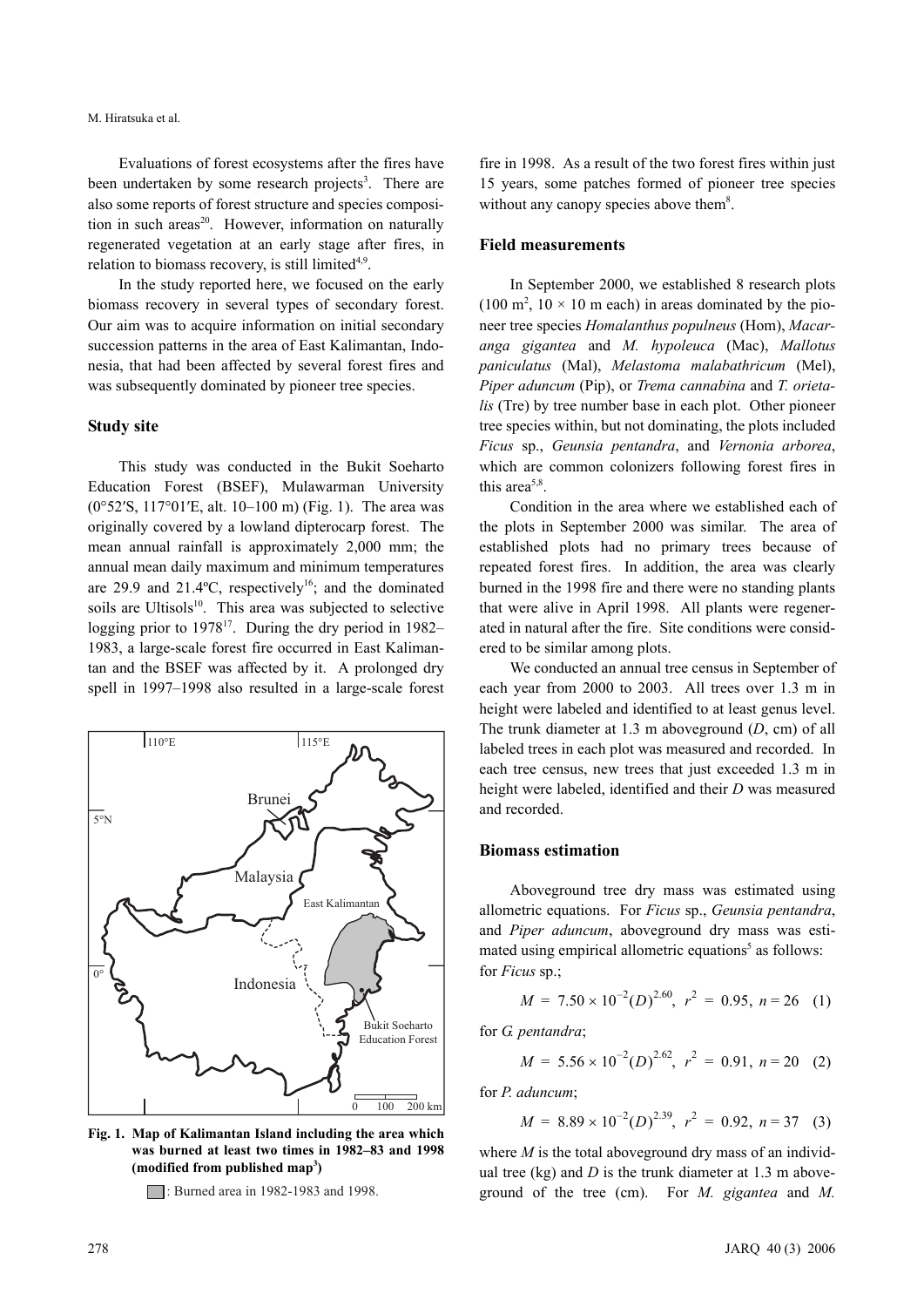Evaluations of forest ecosystems after the fires have been undertaken by some research projects[3]. There are also some reports of forest structure and species composition in such areas[20]. However, information on naturally regenerated vegetation at an early stage after fires, in relation to biomass recovery, is still limited[4,9].

In the study reported here, we focused on the early biomass recovery in several types of secondary forest. Our aim was to acquire information on initial secondary succession patterns in the area of East Kalimantan, Indonesia, that had been affected by several forest fires and was subsequently dominated by pioneer tree species.

## Study site

This study was conducted in the Bukit Soeharto Education Forest (BSEF), Mulawarman University (0°52′S, 117°01′E, alt. 10–100 m) (Fig. 1). The area was originally covered by a lowland dipterocarp forest. The mean annual rainfall is approximately 2,000 mm; the annual mean daily maximum and minimum temperatures are 29.9 and 21.4ºC, respectively[16]; and the dominated soils are Ultisols[10]. This area was subjected to selective logging prior to 1978[17]. During the dry period in 1982–1983, a large-scale forest fire occurred in East Kalimantan and the BSEF was affected by it. A prolonged dry spell in 1997–1998 also resulted in a large-scale forest fire in 1998. As a result of the two forest fires within just 15 years, some patches formed of pioneer tree species without any canopy species above them[8].

**Fig. 1. Map of Kalimantan Island including the area which was burned at least two times in 1982–83 and 1998 (modified from published map[3])**

: Burned area in 1982-1983 and 1998.

## Field measurements

In September 2000, we established 8 research plots (100 m², 10 × 10 m each) in areas dominated by the pioneer tree species *Homalanthus populneus* (Hom), *Macaranga gigantea* and *M. hypoleuca* (Mac), *Mallotus paniculatus* (Mal), *Melastoma malabathricum* (Mel), *Piper aduncum* (Pip), or *Trema cannabina* and *T. orientalis* (Tre) by tree number base in each plot. Other pioneer tree species within, but not dominating, the plots included *Ficus* sp., *Geunsia pentandra*, and *Vernonia arborea*, which are common colonizers following forest fires in this area[5,8].

Condition in the area where we established each of the plots in September 2000 was similar. The area of established plots had no primary trees because of repeated forest fires. In addition, the area was clearly burned in the 1998 fire and there were no standing plants that were alive in April 1998. All plants were regenerated in natural after the fire. Site conditions were considered to be similar among plots.

We conducted an annual tree census in September of each year from 2000 to 2003. All trees over 1.3 m in height were labeled and identified to at least genus level. The trunk diameter at 1.3 m aboveground ($D$, cm) of all labeled trees in each plot was measured and recorded. In each tree census, new trees that just exceeded 1.3 m in height were labeled, identified and their $D$ was measured and recorded.

## Biomass estimation

Aboveground tree dry mass was estimated using allometric equations. For *Ficus* sp., *Geunsia pentandra*, and *Piper aduncum*, aboveground dry mass was estimated using empirical allometric equations[5] as follows:

for *Ficus* sp.;

$$M = 7.50 \times 10^{-2}(D)^{2.60},\ r^2 = 0.95,\ n = 26 \quad (1)$$

for *G. pentandra*;

$$M = 5.56 \times 10^{-2}(D)^{2.62},\ r^2 = 0.91,\ n = 20 \quad (2)$$

for *P. aduncum*;

$$M = 8.89 \times 10^{-2}(D)^{2.39},\ r^2 = 0.92,\ n = 37 \quad (3)$$

where $M$ is the total aboveground dry mass of an individual tree (kg) and $D$ is the trunk diameter at 1.3 m aboveground of the tree (cm). For *M. gigantea* and *M.*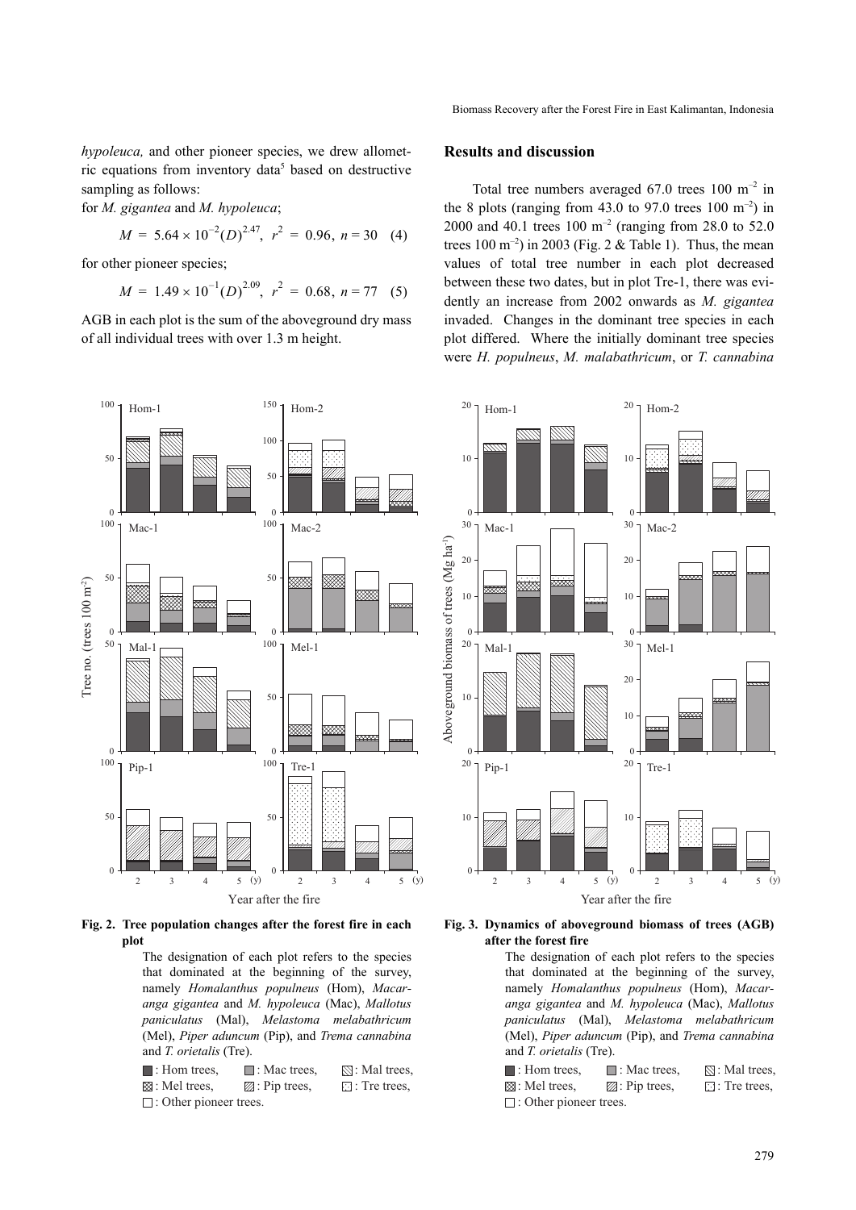*hypoleuca,* and other pioneer species, we drew allometric equations from inventory data[5] based on destructive sampling as follows:

for *M. gigantea* and *M. hypoleuca*;

$$M = 5.64 \times 10^{-2}(D)^{2.47},\ r^2 = 0.96,\ n = 30 \quad (4)$$

for other pioneer species;

$$M = 1.49 \times 10^{-1}(D)^{2.09},\ r^2 = 0.68,\ n = 77 \quad (5)$$

AGB in each plot is the sum of the aboveground dry mass of all individual trees with over 1.3 m height.

## Results and discussion

Total tree numbers averaged 67.0 trees 100 $m^{-2}$ in the 8 plots (ranging from 43.0 to 97.0 trees 100 $m^{-2}$) in 2000 and 40.1 trees 100 $m^{-2}$ (ranging from 28.0 to 52.0 trees 100 $m^{-2}$) in 2003 (Fig. 2 & Table 1). Thus, the mean values of total tree number in each plot decreased between these two dates, but in plot Tre-1, there was evidently an increase from 2002 onwards as *M. gigantea* invaded. Changes in the dominant tree species in each plot differed. Where the initially dominant tree species were *H. populneus*, *M. malabathricum*, or *T. cannabina*

**Fig. 2. Tree population changes after the forest fire in each plot**

The designation of each plot refers to the species that dominated at the beginning of the survey, namely *Homalanthus populneus* (Hom), *Macaranga gigantea* and *M. hypoleuca* (Mac), *Mallotus paniculatus* (Mal), *Melastoma melabathricum* (Mel), *Piper aduncum* (Pip), and *Trema cannabina* and *T. orietalis* (Tre).

■: Hom trees, ■: Mac trees, ▧: Mal trees, ▩: Mel trees, ▨: Pip trees, ▦: Tre trees, □: Other pioneer trees.

**Fig. 3. Dynamics of aboveground biomass of trees (AGB) after the forest fire**

The designation of each plot refers to the species that dominated at the beginning of the survey, namely *Homalanthus populneus* (Hom), *Macaranga gigantea* and *M. hypoleuca* (Mac), *Mallotus paniculatus* (Mal), *Melastoma melabathricum* (Mel), *Piper aduncum* (Pip), and *Trema cannabina* and *T. orietalis* (Tre).

■: Hom trees, ■: Mac trees, ▧: Mal trees, ▩: Mel trees, ▨: Pip trees, ▦: Tre trees, □: Other pioneer trees.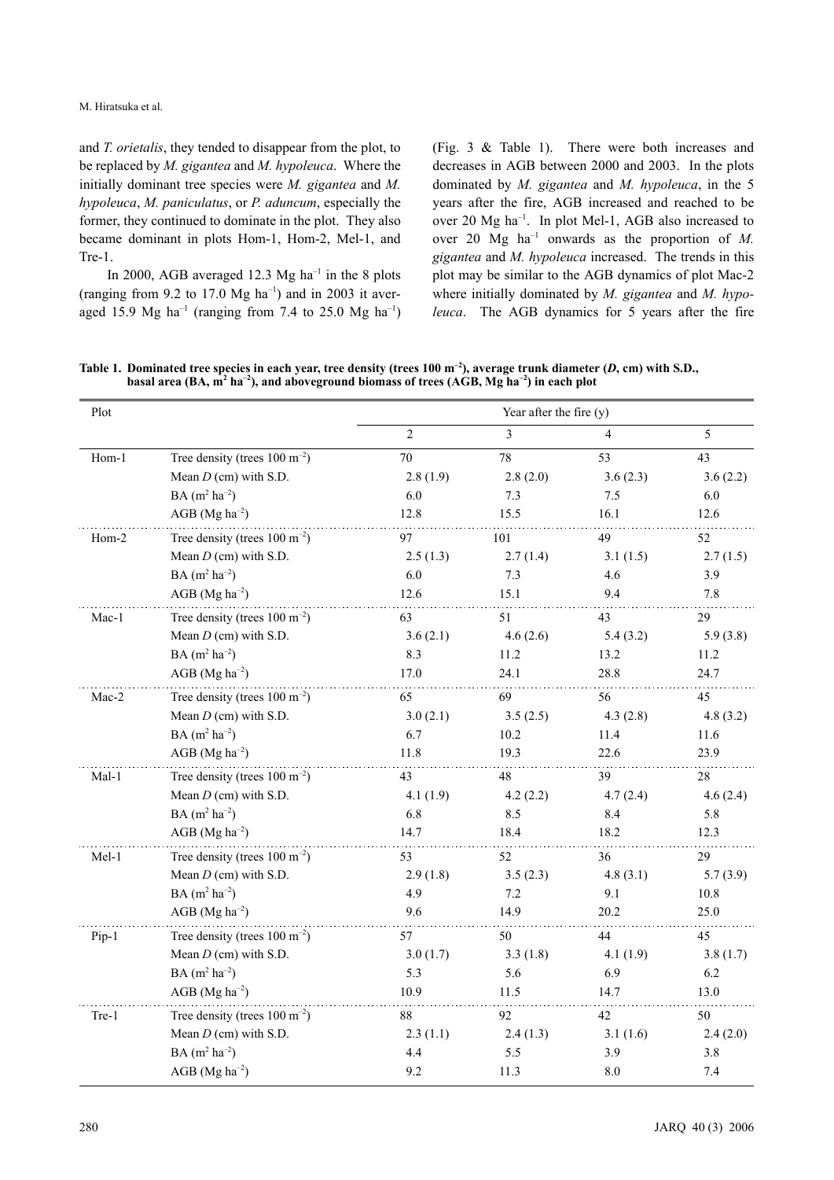and *T. orietalis*, they tended to disappear from the plot, to be replaced by *M. gigantea* and *M. hypoleuca*. Where the initially dominant tree species were *M. gigantea* and *M. hypoleuca*, *M. paniculatus*, or *P. aduncum*, especially the former, they continued to dominate in the plot. They also became dominant in plots Hom-1, Hom-2, Mel-1, and Tre-1.

In 2000, AGB averaged 12.3 Mg ha$^{-1}$ in the 8 plots (ranging from 9.2 to 17.0 Mg ha$^{-1}$) and in 2003 it averaged 15.9 Mg ha$^{-1}$ (ranging from 7.4 to 25.0 Mg ha$^{-1}$) (Fig. 3 & Table 1). There were both increases and decreases in AGB between 2000 and 2003. In the plots dominated by *M. gigantea* and *M. hypoleuca*, in the 5 years after the fire, AGB increased and reached to be over 20 Mg ha$^{-1}$. In plot Mel-1, AGB also increased to over 20 Mg ha$^{-1}$ onwards as the proportion of *M. gigantea* and *M. hypoleuca* increased. The trends in this plot may be similar to the AGB dynamics of plot Mac-2 where initially dominated by *M. gigantea* and *M. hypoleuca*. The AGB dynamics for 5 years after the fire

**Table 1. Dominated tree species in each year, tree density (trees 100 m$^{-2}$), average trunk diameter (*D*, cm) with S.D., basal area (BA, m$^2$ ha$^{-2}$), and aboveground biomass of trees (AGB, Mg ha$^{-2}$) in each plot**

| Plot | | Year after the fire (y) | | | |
|---|---|---|---|---|---|
| | | 2 | 3 | 4 | 5 |
| Hom-1 | Tree density (trees 100 m$^{-2}$) | 70 | 78 | 53 | 43 |
| | Mean *D* (cm) with S.D. | 2.8 (1.9) | 2.8 (2.0) | 3.6 (2.3) | 3.6 (2.2) |
| | BA (m$^2$ ha$^{-2}$) | 6.0 | 7.3 | 7.5 | 6.0 |
| | AGB (Mg ha$^{-2}$) | 12.8 | 15.5 | 16.1 | 12.6 |
| Hom-2 | Tree density (trees 100 m$^{-2}$) | 97 | 101 | 49 | 52 |
| | Mean *D* (cm) with S.D. | 2.5 (1.3) | 2.7 (1.4) | 3.1 (1.5) | 2.7 (1.5) |
| | BA (m$^2$ ha$^{-2}$) | 6.0 | 7.3 | 4.6 | 3.9 |
| | AGB (Mg ha$^{-2}$) | 12.6 | 15.1 | 9.4 | 7.8 |
| Mac-1 | Tree density (trees 100 m$^{-2}$) | 63 | 51 | 43 | 29 |
| | Mean *D* (cm) with S.D. | 3.6 (2.1) | 4.6 (2.6) | 5.4 (3.2) | 5.9 (3.8) |
| | BA (m$^2$ ha$^{-2}$) | 8.3 | 11.2 | 13.2 | 11.2 |
| | AGB (Mg ha$^{-2}$) | 17.0 | 24.1 | 28.8 | 24.7 |
| Mac-2 | Tree density (trees 100 m$^{-2}$) | 65 | 69 | 56 | 45 |
| | Mean *D* (cm) with S.D. | 3.0 (2.1) | 3.5 (2.5) | 4.3 (2.8) | 4.8 (3.2) |
| | BA (m$^2$ ha$^{-2}$) | 6.7 | 10.2 | 11.4 | 11.6 |
| | AGB (Mg ha$^{-2}$) | 11.8 | 19.3 | 22.6 | 23.9 |
| Mal-1 | Tree density (trees 100 m$^{-2}$) | 43 | 48 | 39 | 28 |
| | Mean *D* (cm) with S.D. | 4.1 (1.9) | 4.2 (2.2) | 4.7 (2.4) | 4.6 (2.4) |
| | BA (m$^2$ ha$^{-2}$) | 6.8 | 8.5 | 8.4 | 5.8 |
| | AGB (Mg ha$^{-2}$) | 14.7 | 18.4 | 18.2 | 12.3 |
| Mel-1 | Tree density (trees 100 m$^{-2}$) | 53 | 52 | 36 | 29 |
| | Mean *D* (cm) with S.D. | 2.9 (1.8) | 3.5 (2.3) | 4.8 (3.1) | 5.7 (3.9) |
| | BA (m$^2$ ha$^{-2}$) | 4.9 | 7.2 | 9.1 | 10.8 |
| | AGB (Mg ha$^{-2}$) | 9.6 | 14.9 | 20.2 | 25.0 |
| Pip-1 | Tree density (trees 100 m$^{-2}$) | 57 | 50 | 44 | 45 |
| | Mean *D* (cm) with S.D. | 3.0 (1.7) | 3.3 (1.8) | 4.1 (1.9) | 3.8 (1.7) |
| | BA (m$^2$ ha$^{-2}$) | 5.3 | 5.6 | 6.9 | 6.2 |
| | AGB (Mg ha$^{-2}$) | 10.9 | 11.5 | 14.7 | 13.0 |
| Tre-1 | Tree density (trees 100 m$^{-2}$) | 88 | 92 | 42 | 50 |
| | Mean *D* (cm) with S.D. | 2.3 (1.1) | 2.4 (1.3) | 3.1 (1.6) | 2.4 (2.0) |
| | BA (m$^2$ ha$^{-2}$) | 4.4 | 5.5 | 3.9 | 3.8 |
| | AGB (Mg ha$^{-2}$) | 9.2 | 11.3 | 8.0 | 7.4 |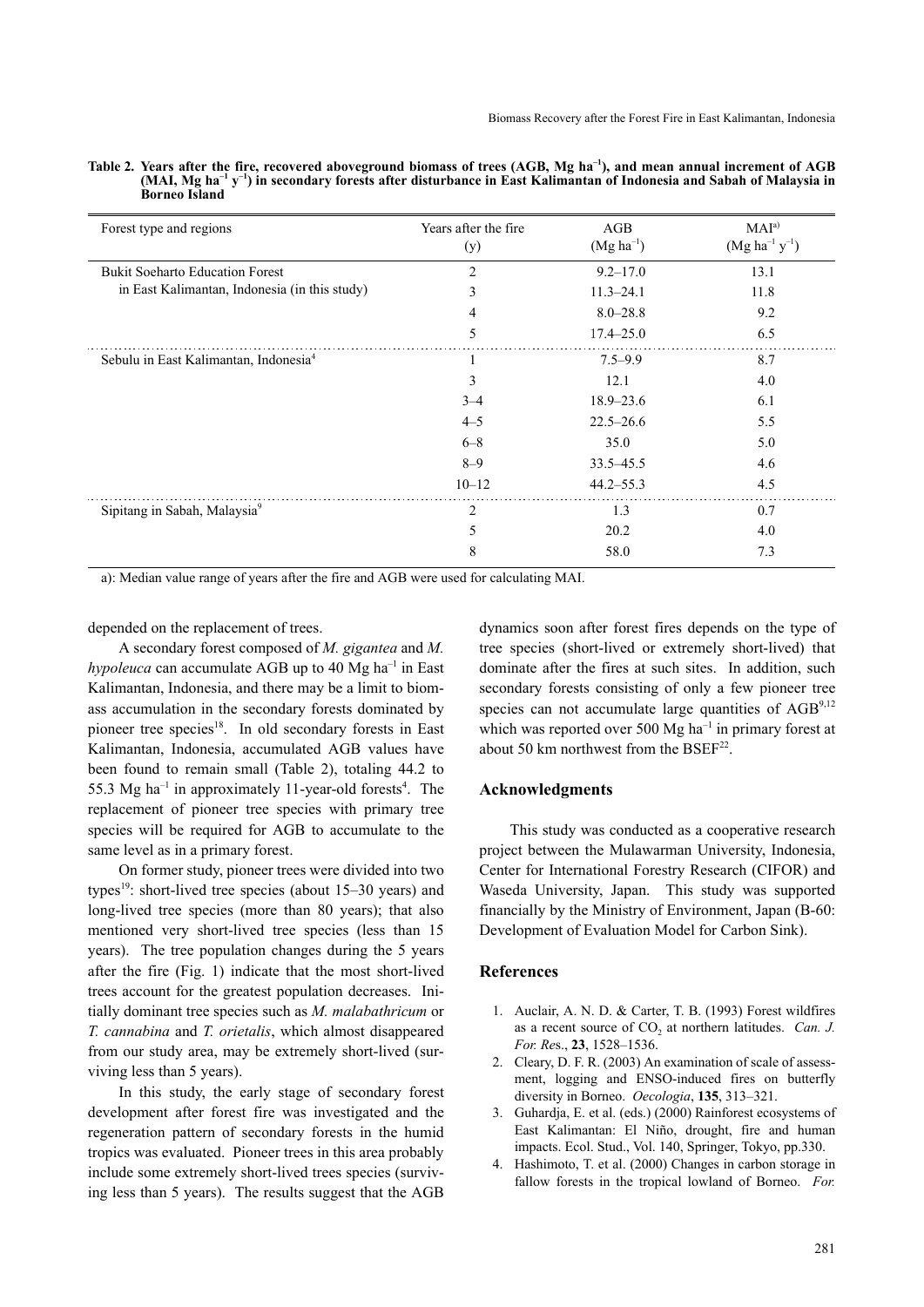**Table 2. Years after the fire, recovered aboveground biomass of trees (AGB, Mg ha$^{-1}$), and mean annual increment of AGB (MAI, Mg ha$^{-1}$ y$^{-1}$) in secondary forests after disturbance in East Kalimantan of Indonesia and Sabah of Malaysia in Borneo Island**

| Forest type and regions | Years after the fire (y) | AGB (Mg ha$^{-1}$) | MAI[a)] (Mg ha$^{-1}$ y$^{-1}$) |
|---|---|---|---|
| Bukit Soeharto Education Forest in East Kalimantan, Indonesia (in this study) | 2 | 9.2–17.0 | 13.1 |
| | 3 | 11.3–24.1 | 11.8 |
| | 4 | 8.0–28.8 | 9.2 |
| | 5 | 17.4–25.0 | 6.5 |
| Sebulu in East Kalimantan, Indonesia[4] | 1 | 7.5–9.9 | 8.7 |
| | 3 | 12.1 | 4.0 |
| | 3–4 | 18.9–23.6 | 6.1 |
| | 4–5 | 22.5–26.6 | 5.5 |
| | 6–8 | 35.0 | 5.0 |
| | 8–9 | 33.5–45.5 | 4.6 |
| | 10–12 | 44.2–55.3 | 4.5 |
| Sipitang in Sabah, Malaysia[9] | 2 | 1.3 | 0.7 |
| | 5 | 20.2 | 4.0 |
| | 8 | 58.0 | 7.3 |

a): Median value range of years after the fire and AGB were used for calculating MAI.

depended on the replacement of trees.

A secondary forest composed of *M. gigantea* and *M. hypoleuca* can accumulate AGB up to 40 Mg ha$^{-1}$ in East Kalimantan, Indonesia, and there may be a limit to biomass accumulation in the secondary forests dominated by pioneer tree species[18]. In old secondary forests in East Kalimantan, Indonesia, accumulated AGB values have been found to remain small (Table 2), totaling 44.2 to 55.3 Mg ha$^{-1}$ in approximately 11-year-old forests[4]. The replacement of pioneer tree species with primary tree species will be required for AGB to accumulate to the same level as in a primary forest.

On former study, pioneer trees were divided into two types[19]: short-lived tree species (about 15–30 years) and long-lived tree species (more than 80 years); that also mentioned very short-lived tree species (less than 15 years). The tree population changes during the 5 years after the fire (Fig. 1) indicate that the most short-lived trees account for the greatest population decreases. Initially dominant tree species such as *M. malabathricum* or *T. cannabina* and *T. orietalis*, which almost disappeared from our study area, may be extremely short-lived (surviving less than 5 years).

In this study, the early stage of secondary forest development after forest fire was investigated and the regeneration pattern of secondary forests in the humid tropics was evaluated. Pioneer trees in this area probably include some extremely short-lived trees species (surviving less than 5 years). The results suggest that the AGB dynamics soon after forest fires depends on the type of tree species (short-lived or extremely short-lived) that dominate after the fires at such sites. In addition, such secondary forests consisting of only a few pioneer tree species can not accumulate large quantities of AGB[9,12] which was reported over 500 Mg ha$^{-1}$ in primary forest at about 50 km northwest from the BSEF[22].

## Acknowledgments

This study was conducted as a cooperative research project between the Mulawarman University, Indonesia, Center for International Forestry Research (CIFOR) and Waseda University, Japan. This study was supported financially by the Ministry of Environment, Japan (B-60: Development of Evaluation Model for Carbon Sink).

## References

1. Auclair, A. N. D. & Carter, T. B. (1993) Forest wildfires as a recent source of $CO_2$ at northern latitudes. *Can. J. For. Res*., **23**, 1528–1536.
2. Cleary, D. F. R. (2003) An examination of scale of assessment, logging and ENSO-induced fires on butterfly diversity in Borneo. *Oecologia*, **135**, 313–321.
3. Guhardja, E. et al. (eds.) (2000) Rainforest ecosystems of East Kalimantan: El Niño, drought, fire and human impacts. Ecol. Stud., Vol. 140, Springer, Tokyo, pp.330.
4. Hashimoto, T. et al. (2000) Changes in carbon storage in fallow forests in the tropical lowland of Borneo. *For.*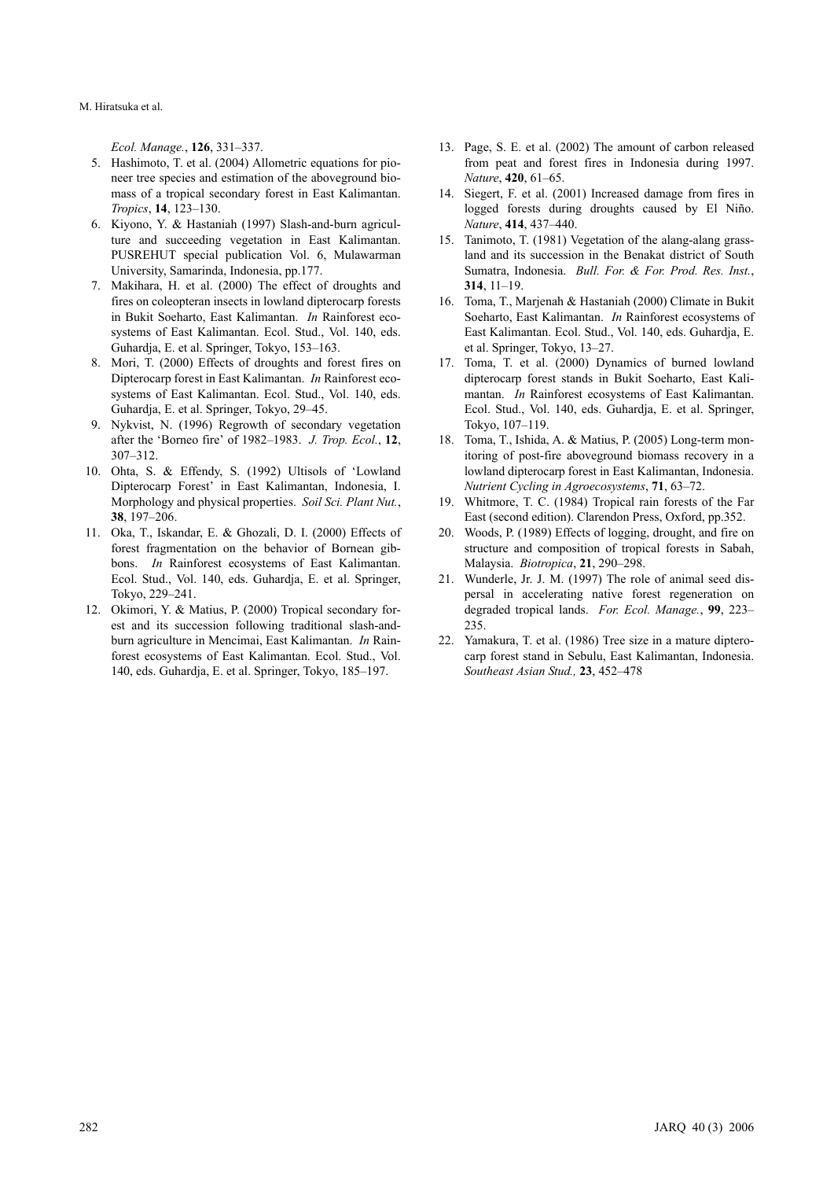*Ecol. Manage.*, **126**, 331–337.

5. Hashimoto, T. et al. (2004) Allometric equations for pioneer tree species and estimation of the aboveground biomass of a tropical secondary forest in East Kalimantan. *Tropics*, **14**, 123–130.
6. Kiyono, Y. & Hastaniah (1997) Slash-and-burn agriculture and succeeding vegetation in East Kalimantan. PUSREHUT special publication Vol. 6, Mulawarman University, Samarinda, Indonesia, pp.177.
7. Makihara, H. et al. (2000) The effect of droughts and fires on coleopteran insects in lowland dipterocarp forests in Bukit Soeharto, East Kalimantan. *In* Rainforest ecosystems of East Kalimantan. Ecol. Stud., Vol. 140, eds. Guhardja, E. et al. Springer, Tokyo, 153–163.
8. Mori, T. (2000) Effects of droughts and forest fires on Dipterocarp forest in East Kalimantan. *In* Rainforest ecosystems of East Kalimantan. Ecol. Stud., Vol. 140, eds. Guhardja, E. et al. Springer, Tokyo, 29–45.
9. Nykvist, N. (1996) Regrowth of secondary vegetation after the 'Borneo fire' of 1982–1983. *J. Trop. Ecol.*, **12**, 307–312.
10. Ohta, S. & Effendy, S. (1992) Ultisols of 'Lowland Dipterocarp Forest' in East Kalimantan, Indonesia, I. Morphology and physical properties. *Soil Sci. Plant Nut.*, **38**, 197–206.
11. Oka, T., Iskandar, E. & Ghozali, D. I. (2000) Effects of forest fragmentation on the behavior of Bornean gibbons. *In* Rainforest ecosystems of East Kalimantan. Ecol. Stud., Vol. 140, eds. Guhardja, E. et al. Springer, Tokyo, 229–241.
12. Okimori, Y. & Matius, P. (2000) Tropical secondary forest and its succession following traditional slash-and-burn agriculture in Mencimai, East Kalimantan. *In* Rainforest ecosystems of East Kalimantan. Ecol. Stud., Vol. 140, eds. Guhardja, E. et al. Springer, Tokyo, 185–197.
13. Page, S. E. et al. (2002) The amount of carbon released from peat and forest fires in Indonesia during 1997. *Nature*, **420**, 61–65.
14. Siegert, F. et al. (2001) Increased damage from fires in logged forests during droughts caused by El Niño. *Nature*, **414**, 437–440.
15. Tanimoto, T. (1981) Vegetation of the alang-alang grassland and its succession in the Benakat district of South Sumatra, Indonesia. *Bull. For. & For. Prod. Res. Inst.*, **314**, 11–19.
16. Toma, T., Marjenah & Hastaniah (2000) Climate in Bukit Soeharto, East Kalimantan. *In* Rainforest ecosystems of East Kalimantan. Ecol. Stud., Vol. 140, eds. Guhardja, E. et al. Springer, Tokyo, 13–27.
17. Toma, T. et al. (2000) Dynamics of burned lowland dipterocarp forest stands in Bukit Soeharto, East Kalimantan. *In* Rainforest ecosystems of East Kalimantan. Ecol. Stud., Vol. 140, eds. Guhardja, E. et al. Springer, Tokyo, 107–119.
18. Toma, T., Ishida, A. & Matius, P. (2005) Long-term monitoring of post-fire aboveground biomass recovery in a lowland dipterocarp forest in East Kalimantan, Indonesia. *Nutrient Cycling in Agroecosystems*, **71**, 63–72.
19. Whitmore, T. C. (1984) Tropical rain forests of the Far East (second edition). Clarendon Press, Oxford, pp.352.
20. Woods, P. (1989) Effects of logging, drought, and fire on structure and composition of tropical forests in Sabah, Malaysia. *Biotropica*, **21**, 290–298.
21. Wunderle, Jr. J. M. (1997) The role of animal seed dispersal in accelerating native forest regeneration on degraded tropical lands. *For. Ecol. Manage.*, **99**, 223–235.
22. Yamakura, T. et al. (1986) Tree size in a mature dipterocarp forest stand in Sebulu, East Kalimantan, Indonesia. *Southeast Asian Stud.,* **23**, 452–478